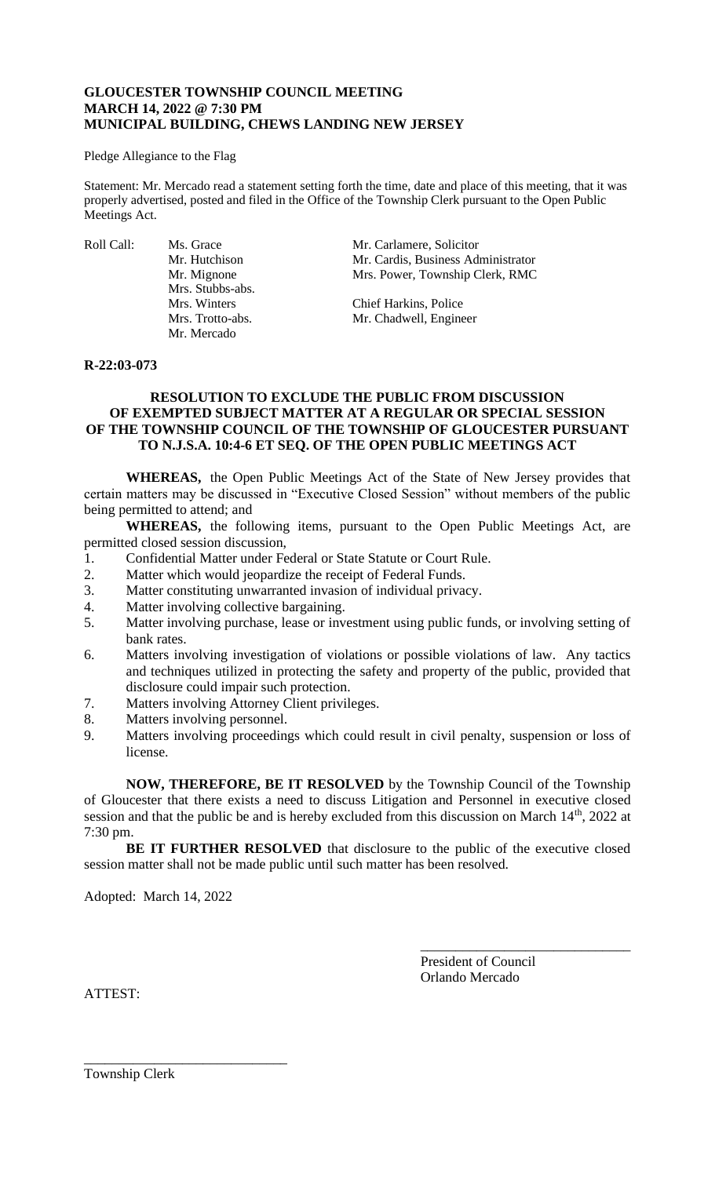**GLOUCESTER TOWNSHIP COUNCIL MEETING**
**MARCH 14, 2022 @ 7:30 PM**
**MUNICIPAL BUILDING, CHEWS LANDING NEW JERSEY**

Pledge Allegiance to the Flag

Statement: Mr. Mercado read a statement setting forth the time, date and place of this meeting, that it was properly advertised, posted and filed in the Office of the Township Clerk pursuant to the Open Public Meetings Act.

| Roll Call: | | |
|---|---|---|
| | Ms. Grace | Mr. Carlamere, Solicitor |
| | Mr. Hutchison | Mr. Cardis, Business Administrator |
| | Mr. Mignone | Mrs. Power, Township Clerk, RMC |
| | Mrs. Stubbs-abs. | |
| | Mrs. Winters | Chief Harkins, Police |
| | Mrs. Trotto-abs. | Mr. Chadwell, Engineer |
| | Mr. Mercado | |

**R-22:03-073**

**RESOLUTION TO EXCLUDE THE PUBLIC FROM DISCUSSION OF EXEMPTED SUBJECT MATTER AT A REGULAR OR SPECIAL SESSION OF THE TOWNSHIP COUNCIL OF THE TOWNSHIP OF GLOUCESTER PURSUANT TO N.J.S.A. 10:4-6 ET SEQ. OF THE OPEN PUBLIC MEETINGS ACT**

**WHEREAS,** the Open Public Meetings Act of the State of New Jersey provides that certain matters may be discussed in "Executive Closed Session" without members of the public being permitted to attend; and

**WHEREAS,** the following items, pursuant to the Open Public Meetings Act, are permitted closed session discussion,

1. Confidential Matter under Federal or State Statute or Court Rule.
2. Matter which would jeopardize the receipt of Federal Funds.
3. Matter constituting unwarranted invasion of individual privacy.
4. Matter involving collective bargaining.
5. Matter involving purchase, lease or investment using public funds, or involving setting of bank rates.
6. Matters involving investigation of violations or possible violations of law. Any tactics and techniques utilized in protecting the safety and property of the public, provided that disclosure could impair such protection.
7. Matters involving Attorney Client privileges.
8. Matters involving personnel.
9. Matters involving proceedings which could result in civil penalty, suspension or loss of license.

**NOW, THEREFORE, BE IT RESOLVED** by the Township Council of the Township of Gloucester that there exists a need to discuss Litigation and Personnel in executive closed session and that the public be and is hereby excluded from this discussion on March 14th, 2022 at 7:30 pm.

**BE IT FURTHER RESOLVED** that disclosure to the public of the executive closed session matter shall not be made public until such matter has been resolved.

Adopted: March 14, 2022

\_\_\_\_\_\_\_\_\_\_\_\_\_\_\_\_\_\_\_\_\_\_\_\_\_\_\_\_\_\_
President of Council
Orlando Mercado

ATTEST:

\_\_\_\_\_\_\_\_\_\_\_\_\_\_\_\_\_\_\_\_\_\_\_\_\_\_\_\_\_\_
Township Clerk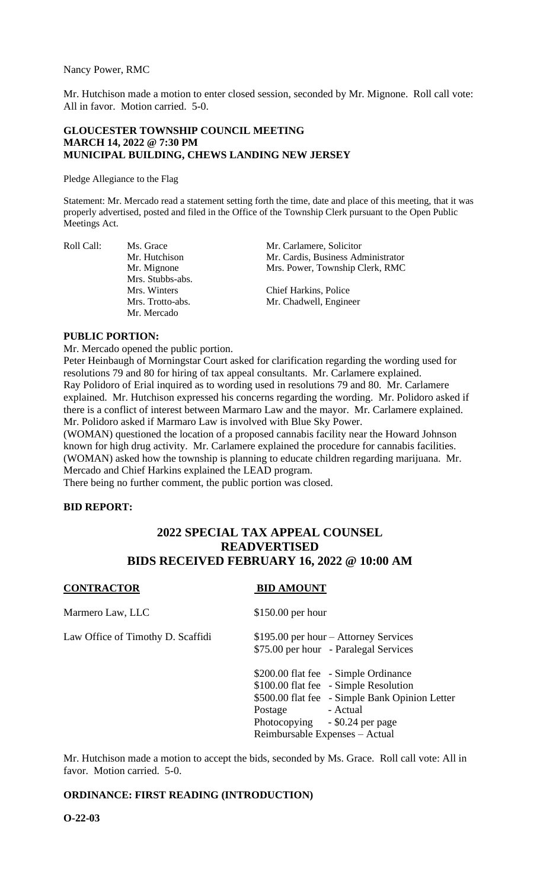Nancy Power, RMC

Mr. Hutchison made a motion to enter closed session, seconded by Mr. Mignone. Roll call vote: All in favor. Motion carried. 5-0.

**GLOUCESTER TOWNSHIP COUNCIL MEETING**
**MARCH 14, 2022 @ 7:30 PM**
**MUNICIPAL BUILDING, CHEWS LANDING NEW JERSEY**

Pledge Allegiance to the Flag

Statement: Mr. Mercado read a statement setting forth the time, date and place of this meeting, that it was properly advertised, posted and filed in the Office of the Township Clerk pursuant to the Open Public Meetings Act.

| Roll Call: | Ms. Grace | Mr. Carlamere, Solicitor |
|---|---|---|
| | Mr. Hutchison | Mr. Cardis, Business Administrator |
| | Mr. Mignone | Mrs. Power, Township Clerk, RMC |
| | Mrs. Stubbs-abs. | |
| | Mrs. Winters | Chief Harkins, Police |
| | Mrs. Trotto-abs. | Mr. Chadwell, Engineer |
| | Mr. Mercado | |

**PUBLIC PORTION:**

Mr. Mercado opened the public portion.

Peter Heinbaugh of Morningstar Court asked for clarification regarding the wording used for resolutions 79 and 80 for hiring of tax appeal consultants. Mr. Carlamere explained.

Ray Polidoro of Erial inquired as to wording used in resolutions 79 and 80. Mr. Carlamere explained. Mr. Hutchison expressed his concerns regarding the wording. Mr. Polidoro asked if there is a conflict of interest between Marmaro Law and the mayor. Mr. Carlamere explained. Mr. Polidoro asked if Marmaro Law is involved with Blue Sky Power.

(WOMAN) questioned the location of a proposed cannabis facility near the Howard Johnson known for high drug activity. Mr. Carlamere explained the procedure for cannabis facilities. (WOMAN) asked how the township is planning to educate children regarding marijuana. Mr. Mercado and Chief Harkins explained the LEAD program.

There being no further comment, the public portion was closed.

**BID REPORT:**

## 2022 SPECIAL TAX APPEAL COUNSEL
## READVERTISED
## BIDS RECEIVED FEBRUARY 16, 2022 @ 10:00 AM

| CONTRACTOR | BID AMOUNT |
|---|---|
| Marmero Law, LLC | $150.00 per hour |
| Law Office of Timothy D. Scaffidi | $195.00 per hour – Attorney Services<br>$75.00 per hour - Paralegal Services<br><br>$200.00 flat fee - Simple Ordinance<br>$100.00 flat fee - Simple Resolution<br>$500.00 flat fee - Simple Bank Opinion Letter<br>Postage - Actual<br>Photocopying - $0.24 per page<br>Reimbursable Expenses – Actual |

Mr. Hutchison made a motion to accept the bids, seconded by Ms. Grace. Roll call vote: All in favor. Motion carried. 5-0.

**ORDINANCE: FIRST READING (INTRODUCTION)**

**O-22-03**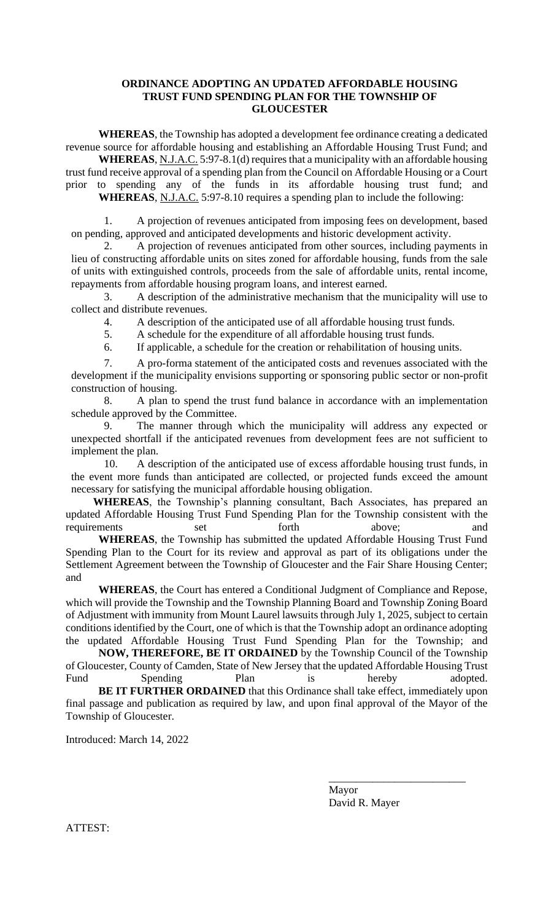**ORDINANCE ADOPTING AN UPDATED AFFORDABLE HOUSING TRUST FUND SPENDING PLAN FOR THE TOWNSHIP OF GLOUCESTER**

**WHEREAS**, the Township has adopted a development fee ordinance creating a dedicated revenue source for affordable housing and establishing an Affordable Housing Trust Fund; and

**WHEREAS**, N.J.A.C. 5:97-8.1(d) requires that a municipality with an affordable housing trust fund receive approval of a spending plan from the Council on Affordable Housing or a Court prior to spending any of the funds in its affordable housing trust fund; and

**WHEREAS**, N.J.A.C. 5:97-8.10 requires a spending plan to include the following:

1. A projection of revenues anticipated from imposing fees on development, based on pending, approved and anticipated developments and historic development activity.
2. A projection of revenues anticipated from other sources, including payments in lieu of constructing affordable units on sites zoned for affordable housing, funds from the sale of units with extinguished controls, proceeds from the sale of affordable units, rental income, repayments from affordable housing program loans, and interest earned.
3. A description of the administrative mechanism that the municipality will use to collect and distribute revenues.
4. A description of the anticipated use of all affordable housing trust funds.
5. A schedule for the expenditure of all affordable housing trust funds.
6. If applicable, a schedule for the creation or rehabilitation of housing units.
7. A pro-forma statement of the anticipated costs and revenues associated with the development if the municipality envisions supporting or sponsoring public sector or non-profit construction of housing.
8. A plan to spend the trust fund balance in accordance with an implementation schedule approved by the Committee.
9. The manner through which the municipality will address any expected or unexpected shortfall if the anticipated revenues from development fees are not sufficient to implement the plan.
10. A description of the anticipated use of excess affordable housing trust funds, in the event more funds than anticipated are collected, or projected funds exceed the amount necessary for satisfying the municipal affordable housing obligation.

**WHEREAS**, the Township's planning consultant, Bach Associates, has prepared an updated Affordable Housing Trust Fund Spending Plan for the Township consistent with the requirements set forth above; and

**WHEREAS**, the Township has submitted the updated Affordable Housing Trust Fund Spending Plan to the Court for its review and approval as part of its obligations under the Settlement Agreement between the Township of Gloucester and the Fair Share Housing Center; and

**WHEREAS**, the Court has entered a Conditional Judgment of Compliance and Repose, which will provide the Township and the Township Planning Board and Township Zoning Board of Adjustment with immunity from Mount Laurel lawsuits through July 1, 2025, subject to certain conditions identified by the Court, one of which is that the Township adopt an ordinance adopting the updated Affordable Housing Trust Fund Spending Plan for the Township; and

**NOW, THEREFORE, BE IT ORDAINED** by the Township Council of the Township of Gloucester, County of Camden, State of New Jersey that the updated Affordable Housing Trust Fund Spending Plan is hereby adopted.

**BE IT FURTHER ORDAINED** that this Ordinance shall take effect, immediately upon final passage and publication as required by law, and upon final approval of the Mayor of the Township of Gloucester.

Introduced: March 14, 2022

\_\_\_\_\_\_\_\_\_\_\_\_\_\_\_\_\_\_\_\_\_\_\_\_\_

Mayor
David R. Mayer

ATTEST: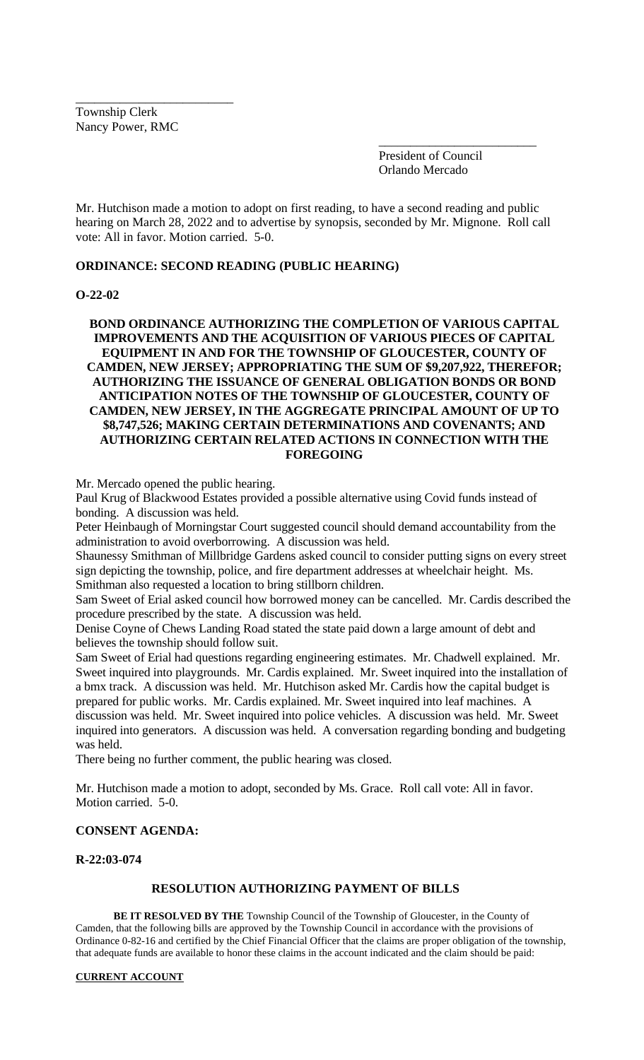\_\_\_\_\_\_\_\_\_\_\_\_\_\_\_\_\_\_\_\_\_\_\_\_\_
Township Clerk
Nancy Power, RMC

\_\_\_\_\_\_\_\_\_\_\_\_\_\_\_\_\_\_\_\_\_\_\_\_\_
President of Council
Orlando Mercado

Mr. Hutchison made a motion to adopt on first reading, to have a second reading and public hearing on March 28, 2022 and to advertise by synopsis, seconded by Mr. Mignone. Roll call vote: All in favor. Motion carried. 5-0.

**ORDINANCE: SECOND READING (PUBLIC HEARING)**

**O-22-02**

**BOND ORDINANCE AUTHORIZING THE COMPLETION OF VARIOUS CAPITAL IMPROVEMENTS AND THE ACQUISITION OF VARIOUS PIECES OF CAPITAL EQUIPMENT IN AND FOR THE TOWNSHIP OF GLOUCESTER, COUNTY OF CAMDEN, NEW JERSEY; APPROPRIATING THE SUM OF $9,207,922, THEREFOR; AUTHORIZING THE ISSUANCE OF GENERAL OBLIGATION BONDS OR BOND ANTICIPATION NOTES OF THE TOWNSHIP OF GLOUCESTER, COUNTY OF CAMDEN, NEW JERSEY, IN THE AGGREGATE PRINCIPAL AMOUNT OF UP TO $8,747,526; MAKING CERTAIN DETERMINATIONS AND COVENANTS; AND AUTHORIZING CERTAIN RELATED ACTIONS IN CONNECTION WITH THE FOREGOING**

Mr. Mercado opened the public hearing.

Paul Krug of Blackwood Estates provided a possible alternative using Covid funds instead of bonding. A discussion was held.

Peter Heinbaugh of Morningstar Court suggested council should demand accountability from the administration to avoid overborrowing. A discussion was held.

Shaunessy Smithman of Millbridge Gardens asked council to consider putting signs on every street sign depicting the township, police, and fire department addresses at wheelchair height. Ms. Smithman also requested a location to bring stillborn children.

Sam Sweet of Erial asked council how borrowed money can be cancelled. Mr. Cardis described the procedure prescribed by the state. A discussion was held.

Denise Coyne of Chews Landing Road stated the state paid down a large amount of debt and believes the township should follow suit.

Sam Sweet of Erial had questions regarding engineering estimates. Mr. Chadwell explained. Mr. Sweet inquired into playgrounds. Mr. Cardis explained. Mr. Sweet inquired into the installation of a bmx track. A discussion was held. Mr. Hutchison asked Mr. Cardis how the capital budget is prepared for public works. Mr. Cardis explained. Mr. Sweet inquired into leaf machines. A discussion was held. Mr. Sweet inquired into police vehicles. A discussion was held. Mr. Sweet inquired into generators. A discussion was held. A conversation regarding bonding and budgeting was held.

There being no further comment, the public hearing was closed.

Mr. Hutchison made a motion to adopt, seconded by Ms. Grace. Roll call vote: All in favor. Motion carried. 5-0.

**CONSENT AGENDA:**

**R-22:03-074**

**RESOLUTION AUTHORIZING PAYMENT OF BILLS**

**BE IT RESOLVED BY THE** Township Council of the Township of Gloucester, in the County of Camden, that the following bills are approved by the Township Council in accordance with the provisions of Ordinance 0-82-16 and certified by the Chief Financial Officer that the claims are proper obligation of the township, that adequate funds are available to honor these claims in the account indicated and the claim should be paid:

**CURRENT ACCOUNT**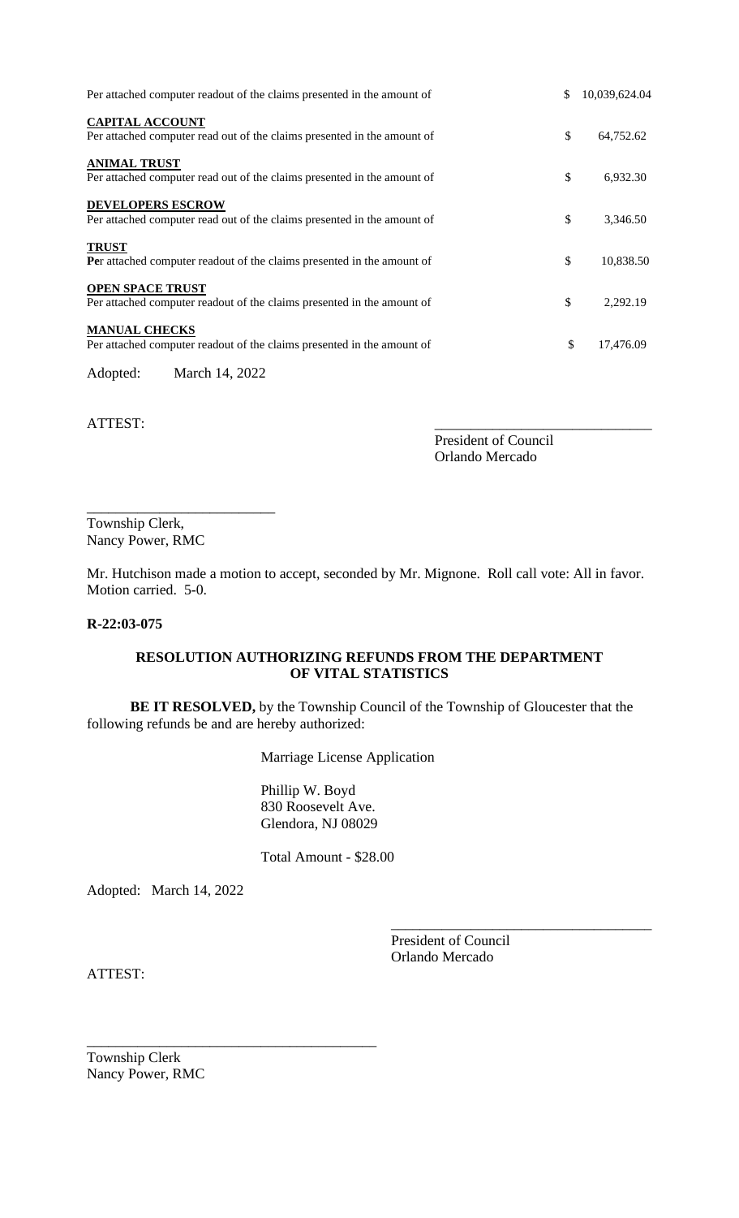Per attached computer readout of the claims presented in the amount of $ 10,039,624.04

**CAPITAL ACCOUNT**
Per attached computer read out of the claims presented in the amount of $ 64,752.62

**ANIMAL TRUST**
Per attached computer read out of the claims presented in the amount of $ 6,932.30

**DEVELOPERS ESCROW**
Per attached computer read out of the claims presented in the amount of $ 3,346.50

**TRUST**
**Pe**r attached computer readout of the claims presented in the amount of $ 10,838.50

**OPEN SPACE TRUST**
Per attached computer readout of the claims presented in the amount of $ 2,292.19

**MANUAL CHECKS**
Per attached computer readout of the claims presented in the amount of $ 17,476.09

Adopted: March 14, 2022

ATTEST:

_______________________________
President of Council
Orlando Mercado

___________________________
Township Clerk,
Nancy Power, RMC

Mr. Hutchison made a motion to accept, seconded by Mr. Mignone. Roll call vote: All in favor. Motion carried. 5-0.

**R-22:03-075**

**RESOLUTION AUTHORIZING REFUNDS FROM THE DEPARTMENT OF VITAL STATISTICS**

**BE IT RESOLVED,** by the Township Council of the Township of Gloucester that the following refunds be and are hereby authorized:

Marriage License Application

Phillip W. Boyd
830 Roosevelt Ave.
Glendora, NJ 08029

Total Amount - $28.00

Adopted: March 14, 2022

_____________________________________
President of Council
Orlando Mercado

ATTEST:

__________________________________________
Township Clerk
Nancy Power, RMC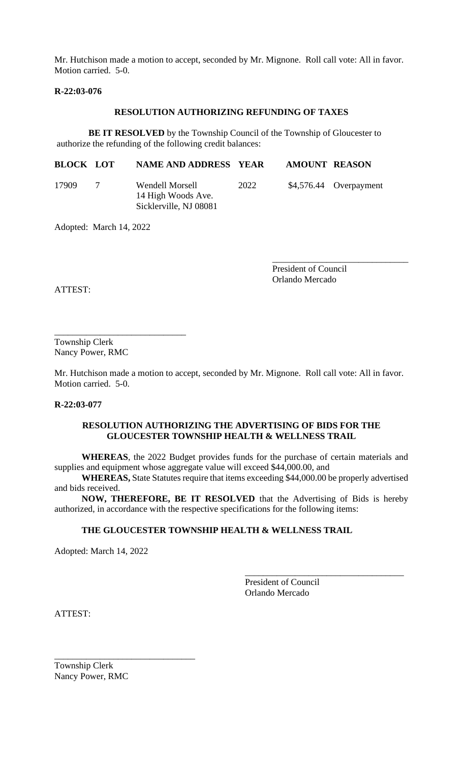Mr. Hutchison made a motion to accept, seconded by Mr. Mignone. Roll call vote: All in favor. Motion carried. 5-0.

**R-22:03-076**

**RESOLUTION AUTHORIZING REFUNDING OF TAXES**

**BE IT RESOLVED** by the Township Council of the Township of Gloucester to authorize the refunding of the following credit balances:

| BLOCK | LOT | NAME AND ADDRESS | YEAR | AMOUNT | REASON |
|---|---|---|---|---|---|
| 17909 | 7 | Wendell Morsell<br>14 High Woods Ave.<br>Sicklerville, NJ 08081 | 2022 | $4,576.44 | Overpayment |

Adopted: March 14, 2022

\_\_\_\_\_\_\_\_\_\_\_\_\_\_\_\_\_\_\_\_\_\_\_\_\_\_\_\_\_\_
President of Council
Orlando Mercado

ATTEST:

\_\_\_\_\_\_\_\_\_\_\_\_\_\_\_\_\_\_\_\_\_\_\_\_\_\_\_\_\_\_
Township Clerk
Nancy Power, RMC

Mr. Hutchison made a motion to accept, seconded by Mr. Mignone. Roll call vote: All in favor. Motion carried. 5-0.

**R-22:03-077**

**RESOLUTION AUTHORIZING THE ADVERTISING OF BIDS FOR THE GLOUCESTER TOWNSHIP HEALTH & WELLNESS TRAIL**

**WHEREAS**, the 2022 Budget provides funds for the purchase of certain materials and supplies and equipment whose aggregate value will exceed $44,000.00, and

**WHEREAS,** State Statutes require that items exceeding $44,000.00 be properly advertised and bids received.

**NOW, THEREFORE, BE IT RESOLVED** that the Advertising of Bids is hereby authorized, in accordance with the respective specifications for the following items:

**THE GLOUCESTER TOWNSHIP HEALTH & WELLNESS TRAIL**

Adopted: March 14, 2022

\_\_\_\_\_\_\_\_\_\_\_\_\_\_\_\_\_\_\_\_\_\_\_\_\_\_\_\_\_\_
President of Council
Orlando Mercado

ATTEST:

\_\_\_\_\_\_\_\_\_\_\_\_\_\_\_\_\_\_\_\_\_\_\_\_\_\_\_\_\_\_
Township Clerk
Nancy Power, RMC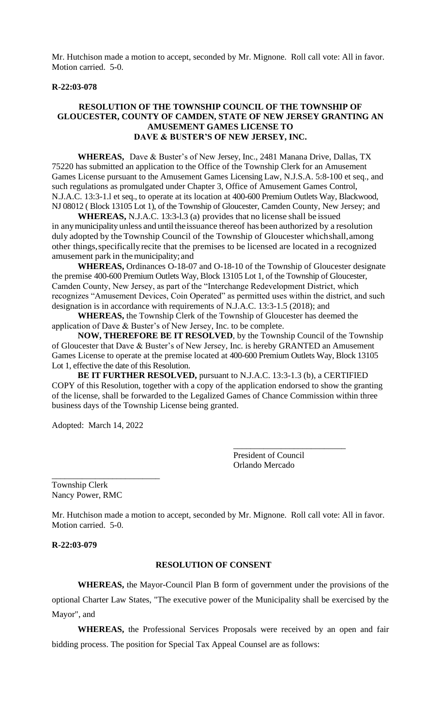Mr. Hutchison made a motion to accept, seconded by Mr. Mignone. Roll call vote: All in favor. Motion carried. 5-0.

**R-22:03-078**

**RESOLUTION OF THE TOWNSHIP COUNCIL OF THE TOWNSHIP OF GLOUCESTER, COUNTY OF CAMDEN, STATE OF NEW JERSEY GRANTING AN AMUSEMENT GAMES LICENSE TO DAVE & BUSTER'S OF NEW JERSEY, INC.**

**WHEREAS,** Dave & Buster's of New Jersey, Inc., 2481 Manana Drive, Dallas, TX 75220 has submitted an application to the Office of the Township Clerk for an Amusement Games License pursuant to the Amusement Games Licensing Law, N.J.S.A. 5:8-100 et seq., and such regulations as promulgated under Chapter 3, Office of Amusement Games Control, N.J.A.C. 13:3-1.l et seq., to operate at its location at 400-600 Premium Outlets Way, Blackwood, NJ 08012 ( Block 13105 Lot 1), of the Township of Gloucester, Camden County, New Jersey; and

**WHEREAS,** N.J.A.C. 13:3-l.3 (a) provides that no license shall be issued in any municipality unless and until the issuance thereof has been authorized by a resolution duly adopted by the Township Council of the Township of Gloucester which shall, among other things, specifically recite that the premises to be licensed are located in a recognized amusement park in the municipality; and

**WHEREAS,** Ordinances O-18-07 and O-18-10 of the Township of Gloucester designate the premise 400-600 Premium Outlets Way, Block 13105 Lot 1, of the Township of Gloucester, Camden County, New Jersey, as part of the "Interchange Redevelopment District, which recognizes "Amusement Devices, Coin Operated" as permitted uses within the district, and such designation is in accordance with requirements of N.J.A.C. 13:3-1.5 (2018); and

**WHEREAS,** the Township Clerk of the Township of Gloucester has deemed the application of Dave & Buster's of New Jersey, Inc. to be complete.

**NOW, THEREFORE BE IT RESOLVED**, by the Township Council of the Township of Gloucester that Dave & Buster's of New Jersey, Inc. is hereby GRANTED an Amusement Games License to operate at the premise located at 400-600 Premium Outlets Way, Block 13105 Lot 1, effective the date of this Resolution.

**BE IT FURTHER RESOLVED,** pursuant to N.J.A.C. 13:3-1.3 (b), a CERTIFIED COPY of this Resolution, together with a copy of the application endorsed to show the granting of the license, shall be forwarded to the Legalized Games of Chance Commission within three business days of the Township License being granted.

Adopted: March 14, 2022

\_\_\_\_\_\_\_\_\_\_\_\_\_\_\_\_\_\_\_\_\_\_\_\_\_\_
President of Council
Orlando Mercado

\_\_\_\_\_\_\_\_\_\_\_\_\_\_\_\_\_\_\_\_\_\_\_\_\_
Township Clerk
Nancy Power, RMC

Mr. Hutchison made a motion to accept, seconded by Mr. Mignone. Roll call vote: All in favor. Motion carried. 5-0.

**R-22:03-079**

**RESOLUTION OF CONSENT**

**WHEREAS,** the Mayor-Council Plan B form of government under the provisions of the optional Charter Law States, "The executive power of the Municipality shall be exercised by the Mayor", and

**WHEREAS,** the Professional Services Proposals were received by an open and fair bidding process. The position for Special Tax Appeal Counsel are as follows: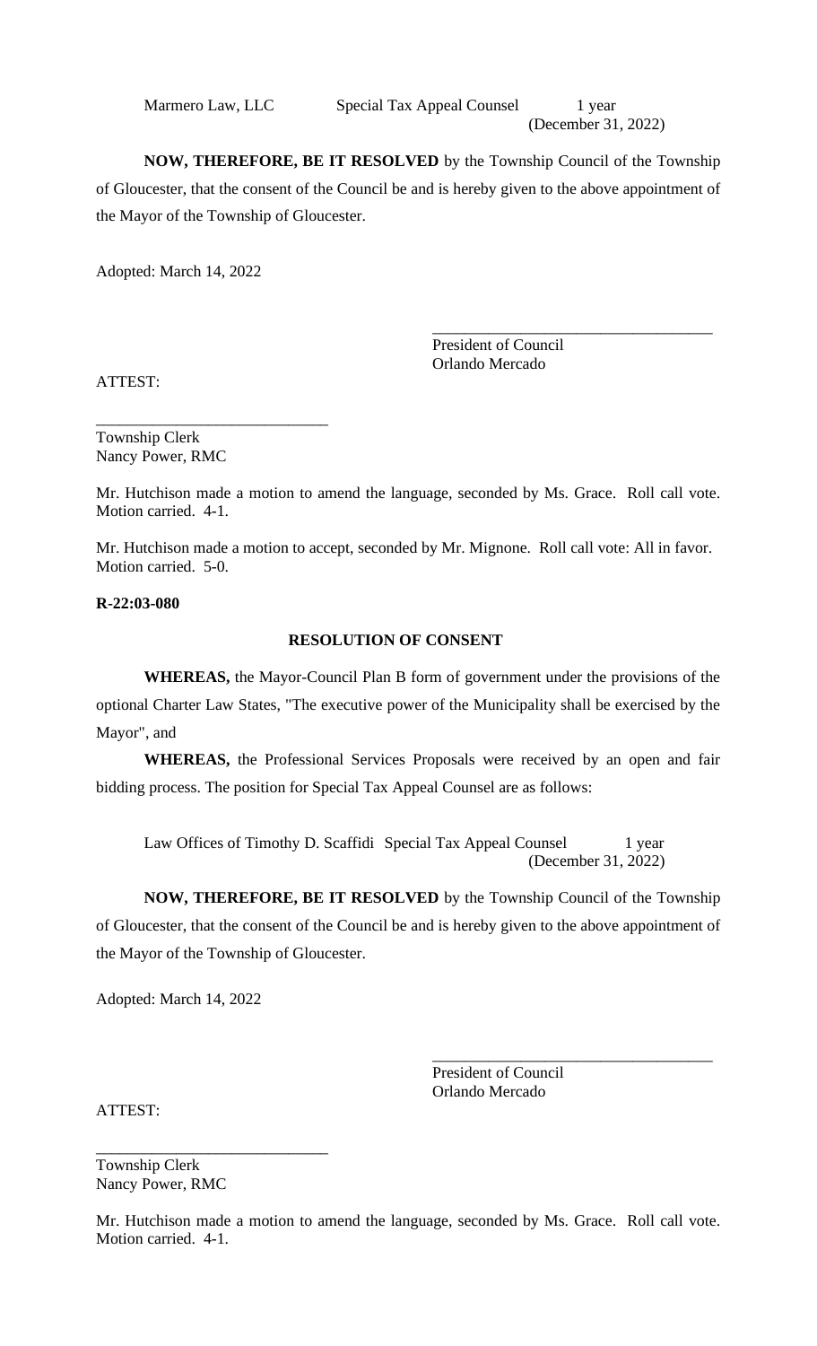Marmero Law, LLC  Special Tax Appeal Counsel  1 year (December 31, 2022)

**NOW, THEREFORE, BE IT RESOLVED** by the Township Council of the Township of Gloucester, that the consent of the Council be and is hereby given to the above appointment of the Mayor of the Township of Gloucester.

Adopted: March 14, 2022

\_\_\_\_\_\_\_\_\_\_\_\_\_\_\_\_\_\_\_\_\_\_\_\_\_\_\_\_\_\_\_\_\_\_\_
President of Council
Orlando Mercado

ATTEST:

\_\_\_\_\_\_\_\_\_\_\_\_\_\_\_\_\_\_\_\_\_\_\_\_\_\_\_\_\_
Township Clerk
Nancy Power, RMC

Mr. Hutchison made a motion to amend the language, seconded by Ms. Grace. Roll call vote. Motion carried. 4-1.

Mr. Hutchison made a motion to accept, seconded by Mr. Mignone. Roll call vote: All in favor. Motion carried. 5-0.

**R-22:03-080**

**RESOLUTION OF CONSENT**

**WHEREAS,** the Mayor-Council Plan B form of government under the provisions of the optional Charter Law States, "The executive power of the Municipality shall be exercised by the Mayor", and

**WHEREAS,** the Professional Services Proposals were received by an open and fair bidding process. The position for Special Tax Appeal Counsel are as follows:

Law Offices of Timothy D. Scaffidi  Special Tax Appeal Counsel  1 year (December 31, 2022)

**NOW, THEREFORE, BE IT RESOLVED** by the Township Council of the Township of Gloucester, that the consent of the Council be and is hereby given to the above appointment of the Mayor of the Township of Gloucester.

Adopted: March 14, 2022

\_\_\_\_\_\_\_\_\_\_\_\_\_\_\_\_\_\_\_\_\_\_\_\_\_\_\_\_\_\_\_\_\_\_\_
President of Council
Orlando Mercado

ATTEST:

\_\_\_\_\_\_\_\_\_\_\_\_\_\_\_\_\_\_\_\_\_\_\_\_\_\_\_\_\_
Township Clerk
Nancy Power, RMC

Mr. Hutchison made a motion to amend the language, seconded by Ms. Grace. Roll call vote. Motion carried. 4-1.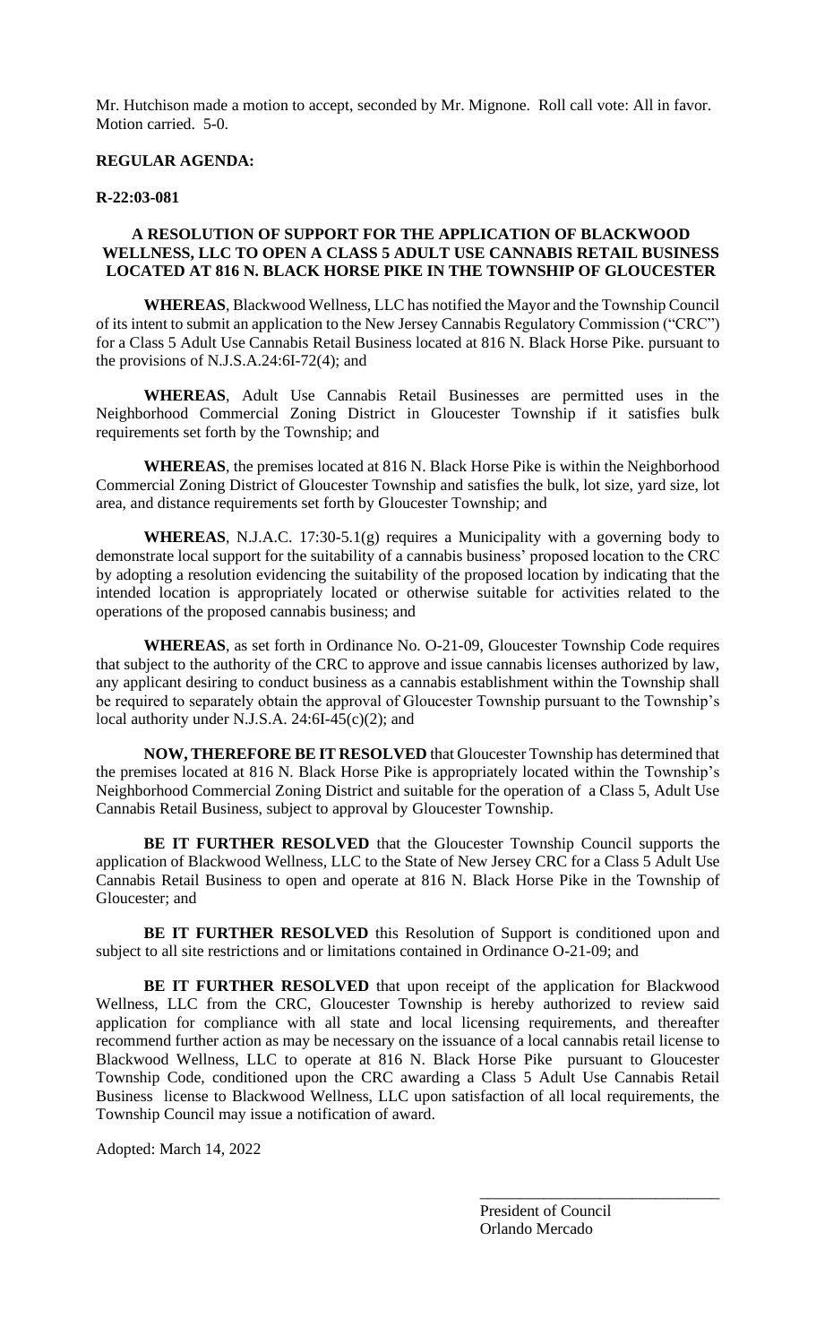Mr. Hutchison made a motion to accept, seconded by Mr. Mignone. Roll call vote: All in favor. Motion carried. 5-0.

**REGULAR AGENDA:**

**R-22:03-081**

**A RESOLUTION OF SUPPORT FOR THE APPLICATION OF BLACKWOOD WELLNESS, LLC TO OPEN A CLASS 5 ADULT USE CANNABIS RETAIL BUSINESS LOCATED AT 816 N. BLACK HORSE PIKE IN THE TOWNSHIP OF GLOUCESTER**

**WHEREAS**, Blackwood Wellness, LLC has notified the Mayor and the Township Council of its intent to submit an application to the New Jersey Cannabis Regulatory Commission ("CRC") for a Class 5 Adult Use Cannabis Retail Business located at 816 N. Black Horse Pike. pursuant to the provisions of N.J.S.A.24:6I-72(4); and

**WHEREAS**, Adult Use Cannabis Retail Businesses are permitted uses in the Neighborhood Commercial Zoning District in Gloucester Township if it satisfies bulk requirements set forth by the Township; and

**WHEREAS**, the premises located at 816 N. Black Horse Pike is within the Neighborhood Commercial Zoning District of Gloucester Township and satisfies the bulk, lot size, yard size, lot area, and distance requirements set forth by Gloucester Township; and

**WHEREAS**, N.J.A.C. 17:30-5.1(g) requires a Municipality with a governing body to demonstrate local support for the suitability of a cannabis business' proposed location to the CRC by adopting a resolution evidencing the suitability of the proposed location by indicating that the intended location is appropriately located or otherwise suitable for activities related to the operations of the proposed cannabis business; and

**WHEREAS**, as set forth in Ordinance No. O-21-09, Gloucester Township Code requires that subject to the authority of the CRC to approve and issue cannabis licenses authorized by law, any applicant desiring to conduct business as a cannabis establishment within the Township shall be required to separately obtain the approval of Gloucester Township pursuant to the Township's local authority under N.J.S.A. 24:6I-45(c)(2); and

**NOW, THEREFORE BE IT RESOLVED** that Gloucester Township has determined that the premises located at 816 N. Black Horse Pike is appropriately located within the Township's Neighborhood Commercial Zoning District and suitable for the operation of a Class 5, Adult Use Cannabis Retail Business, subject to approval by Gloucester Township.

**BE IT FURTHER RESOLVED** that the Gloucester Township Council supports the application of Blackwood Wellness, LLC to the State of New Jersey CRC for a Class 5 Adult Use Cannabis Retail Business to open and operate at 816 N. Black Horse Pike in the Township of Gloucester; and

**BE IT FURTHER RESOLVED** this Resolution of Support is conditioned upon and subject to all site restrictions and or limitations contained in Ordinance O-21-09; and

**BE IT FURTHER RESOLVED** that upon receipt of the application for Blackwood Wellness, LLC from the CRC, Gloucester Township is hereby authorized to review said application for compliance with all state and local licensing requirements, and thereafter recommend further action as may be necessary on the issuance of a local cannabis retail license to Blackwood Wellness, LLC to operate at 816 N. Black Horse Pike pursuant to Gloucester Township Code, conditioned upon the CRC awarding a Class 5 Adult Use Cannabis Retail Business license to Blackwood Wellness, LLC upon satisfaction of all local requirements, the Township Council may issue a notification of award.

Adopted: March 14, 2022

\_\_\_\_\_\_\_\_\_\_\_\_\_\_\_\_\_\_\_\_\_\_\_\_\_\_\_\_\_\_

President of Council
Orlando Mercado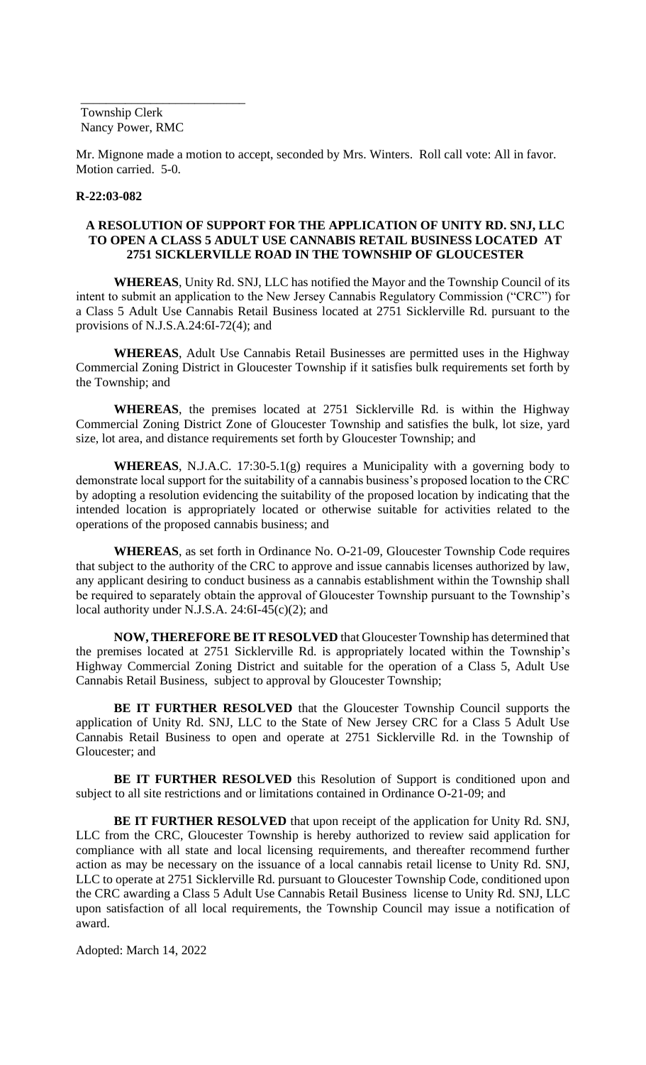\_\_\_\_\_\_\_\_\_\_\_\_\_\_\_\_\_\_\_\_\_\_\_\_\_\_\_

Township Clerk
Nancy Power, RMC

Mr. Mignone made a motion to accept, seconded by Mrs. Winters. Roll call vote: All in favor. Motion carried. 5-0.

**R-22:03-082**

**A RESOLUTION OF SUPPORT FOR THE APPLICATION OF UNITY RD. SNJ, LLC TO OPEN A CLASS 5 ADULT USE CANNABIS RETAIL BUSINESS LOCATED AT 2751 SICKLERVILLE ROAD IN THE TOWNSHIP OF GLOUCESTER**

**WHEREAS**, Unity Rd. SNJ, LLC has notified the Mayor and the Township Council of its intent to submit an application to the New Jersey Cannabis Regulatory Commission ("CRC") for a Class 5 Adult Use Cannabis Retail Business located at 2751 Sicklerville Rd. pursuant to the provisions of N.J.S.A.24:6I-72(4); and

**WHEREAS**, Adult Use Cannabis Retail Businesses are permitted uses in the Highway Commercial Zoning District in Gloucester Township if it satisfies bulk requirements set forth by the Township; and

**WHEREAS**, the premises located at 2751 Sicklerville Rd. is within the Highway Commercial Zoning District Zone of Gloucester Township and satisfies the bulk, lot size, yard size, lot area, and distance requirements set forth by Gloucester Township; and

**WHEREAS**, N.J.A.C. 17:30-5.1(g) requires a Municipality with a governing body to demonstrate local support for the suitability of a cannabis business's proposed location to the CRC by adopting a resolution evidencing the suitability of the proposed location by indicating that the intended location is appropriately located or otherwise suitable for activities related to the operations of the proposed cannabis business; and

**WHEREAS**, as set forth in Ordinance No. O-21-09, Gloucester Township Code requires that subject to the authority of the CRC to approve and issue cannabis licenses authorized by law, any applicant desiring to conduct business as a cannabis establishment within the Township shall be required to separately obtain the approval of Gloucester Township pursuant to the Township's local authority under N.J.S.A. 24:6I-45(c)(2); and

**NOW, THEREFORE BE IT RESOLVED** that Gloucester Township has determined that the premises located at 2751 Sicklerville Rd. is appropriately located within the Township's Highway Commercial Zoning District and suitable for the operation of a Class 5, Adult Use Cannabis Retail Business, subject to approval by Gloucester Township;

**BE IT FURTHER RESOLVED** that the Gloucester Township Council supports the application of Unity Rd. SNJ, LLC to the State of New Jersey CRC for a Class 5 Adult Use Cannabis Retail Business to open and operate at 2751 Sicklerville Rd. in the Township of Gloucester; and

**BE IT FURTHER RESOLVED** this Resolution of Support is conditioned upon and subject to all site restrictions and or limitations contained in Ordinance O-21-09; and

**BE IT FURTHER RESOLVED** that upon receipt of the application for Unity Rd. SNJ, LLC from the CRC, Gloucester Township is hereby authorized to review said application for compliance with all state and local licensing requirements, and thereafter recommend further action as may be necessary on the issuance of a local cannabis retail license to Unity Rd. SNJ, LLC to operate at 2751 Sicklerville Rd. pursuant to Gloucester Township Code, conditioned upon the CRC awarding a Class 5 Adult Use Cannabis Retail Business license to Unity Rd. SNJ, LLC upon satisfaction of all local requirements, the Township Council may issue a notification of award.

Adopted: March 14, 2022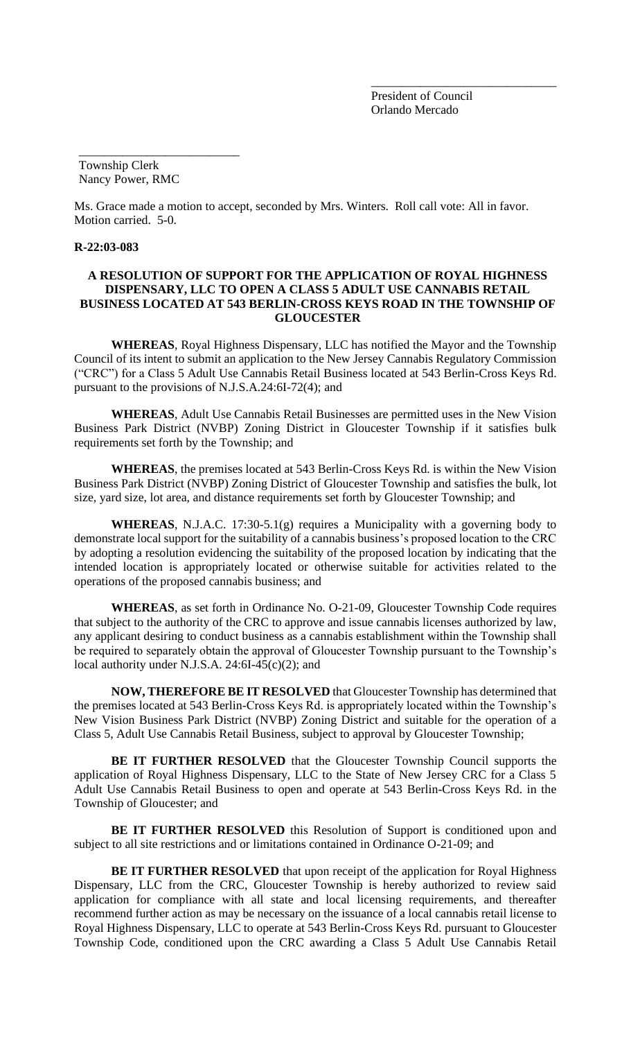\_\_\_\_\_\_\_\_\_\_\_\_\_\_\_\_\_\_\_\_\_\_\_\_\_\_\_\_\_\_
President of Council
Orlando Mercado

\_\_\_\_\_\_\_\_\_\_\_\_\_\_\_\_\_\_\_\_\_\_\_\_\_\_
Township Clerk
Nancy Power, RMC

Ms. Grace made a motion to accept, seconded by Mrs. Winters. Roll call vote: All in favor. Motion carried. 5-0.

**R-22:03-083**

**A RESOLUTION OF SUPPORT FOR THE APPLICATION OF ROYAL HIGHNESS DISPENSARY, LLC TO OPEN A CLASS 5 ADULT USE CANNABIS RETAIL BUSINESS LOCATED AT 543 BERLIN-CROSS KEYS ROAD IN THE TOWNSHIP OF GLOUCESTER**

**WHEREAS**, Royal Highness Dispensary, LLC has notified the Mayor and the Township Council of its intent to submit an application to the New Jersey Cannabis Regulatory Commission ("CRC") for a Class 5 Adult Use Cannabis Retail Business located at 543 Berlin-Cross Keys Rd. pursuant to the provisions of N.J.S.A.24:6I-72(4); and

**WHEREAS**, Adult Use Cannabis Retail Businesses are permitted uses in the New Vision Business Park District (NVBP) Zoning District in Gloucester Township if it satisfies bulk requirements set forth by the Township; and

**WHEREAS**, the premises located at 543 Berlin-Cross Keys Rd. is within the New Vision Business Park District (NVBP) Zoning District of Gloucester Township and satisfies the bulk, lot size, yard size, lot area, and distance requirements set forth by Gloucester Township; and

**WHEREAS**, N.J.A.C. 17:30-5.1(g) requires a Municipality with a governing body to demonstrate local support for the suitability of a cannabis business's proposed location to the CRC by adopting a resolution evidencing the suitability of the proposed location by indicating that the intended location is appropriately located or otherwise suitable for activities related to the operations of the proposed cannabis business; and

**WHEREAS**, as set forth in Ordinance No. O-21-09, Gloucester Township Code requires that subject to the authority of the CRC to approve and issue cannabis licenses authorized by law, any applicant desiring to conduct business as a cannabis establishment within the Township shall be required to separately obtain the approval of Gloucester Township pursuant to the Township's local authority under N.J.S.A. 24:6I-45(c)(2); and

**NOW, THEREFORE BE IT RESOLVED** that Gloucester Township has determined that the premises located at 543 Berlin-Cross Keys Rd. is appropriately located within the Township's New Vision Business Park District (NVBP) Zoning District and suitable for the operation of a Class 5, Adult Use Cannabis Retail Business, subject to approval by Gloucester Township;

**BE IT FURTHER RESOLVED** that the Gloucester Township Council supports the application of Royal Highness Dispensary, LLC to the State of New Jersey CRC for a Class 5 Adult Use Cannabis Retail Business to open and operate at 543 Berlin-Cross Keys Rd. in the Township of Gloucester; and

**BE IT FURTHER RESOLVED** this Resolution of Support is conditioned upon and subject to all site restrictions and or limitations contained in Ordinance O-21-09; and

**BE IT FURTHER RESOLVED** that upon receipt of the application for Royal Highness Dispensary, LLC from the CRC, Gloucester Township is hereby authorized to review said application for compliance with all state and local licensing requirements, and thereafter recommend further action as may be necessary on the issuance of a local cannabis retail license to Royal Highness Dispensary, LLC to operate at 543 Berlin-Cross Keys Rd. pursuant to Gloucester Township Code, conditioned upon the CRC awarding a Class 5 Adult Use Cannabis Retail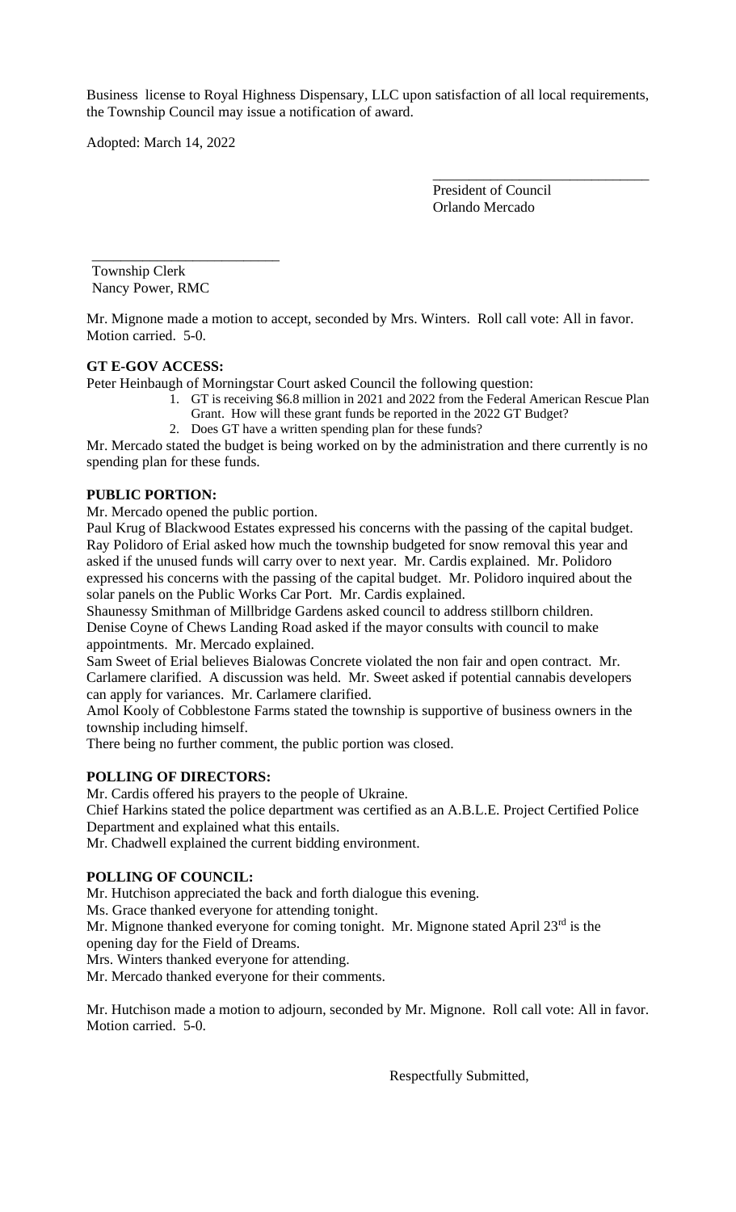Business license to Royal Highness Dispensary, LLC upon satisfaction of all local requirements, the Township Council may issue a notification of award.

Adopted: March 14, 2022

\_\_\_\_\_\_\_\_\_\_\_\_\_\_\_\_\_\_\_\_\_\_\_\_\_\_\_\_\_\_
President of Council
Orlando Mercado

\_\_\_\_\_\_\_\_\_\_\_\_\_\_\_\_\_\_\_\_\_\_\_\_\_\_
Township Clerk
Nancy Power, RMC

Mr. Mignone made a motion to accept, seconded by Mrs. Winters. Roll call vote: All in favor. Motion carried. 5-0.

**GT E-GOV ACCESS:**

Peter Heinbaugh of Morningstar Court asked Council the following question:

1. GT is receiving $6.8 million in 2021 and 2022 from the Federal American Rescue Plan Grant. How will these grant funds be reported in the 2022 GT Budget?
2. Does GT have a written spending plan for these funds?

Mr. Mercado stated the budget is being worked on by the administration and there currently is no spending plan for these funds.

**PUBLIC PORTION:**

Mr. Mercado opened the public portion.

Paul Krug of Blackwood Estates expressed his concerns with the passing of the capital budget.

Ray Polidoro of Erial asked how much the township budgeted for snow removal this year and asked if the unused funds will carry over to next year. Mr. Cardis explained. Mr. Polidoro expressed his concerns with the passing of the capital budget. Mr. Polidoro inquired about the solar panels on the Public Works Car Port. Mr. Cardis explained.

Shaunessy Smithman of Millbridge Gardens asked council to address stillborn children.

Denise Coyne of Chews Landing Road asked if the mayor consults with council to make appointments. Mr. Mercado explained.

Sam Sweet of Erial believes Bialowas Concrete violated the non fair and open contract. Mr. Carlamere clarified. A discussion was held. Mr. Sweet asked if potential cannabis developers can apply for variances. Mr. Carlamere clarified.

Amol Kooly of Cobblestone Farms stated the township is supportive of business owners in the township including himself.

There being no further comment, the public portion was closed.

**POLLING OF DIRECTORS:**

Mr. Cardis offered his prayers to the people of Ukraine.

Chief Harkins stated the police department was certified as an A.B.L.E. Project Certified Police Department and explained what this entails.

Mr. Chadwell explained the current bidding environment.

**POLLING OF COUNCIL:**

Mr. Hutchison appreciated the back and forth dialogue this evening.

Ms. Grace thanked everyone for attending tonight.

Mr. Mignone thanked everyone for coming tonight. Mr. Mignone stated April 23rd is the opening day for the Field of Dreams.

Mrs. Winters thanked everyone for attending.

Mr. Mercado thanked everyone for their comments.

Mr. Hutchison made a motion to adjourn, seconded by Mr. Mignone. Roll call vote: All in favor. Motion carried. 5-0.

Respectfully Submitted,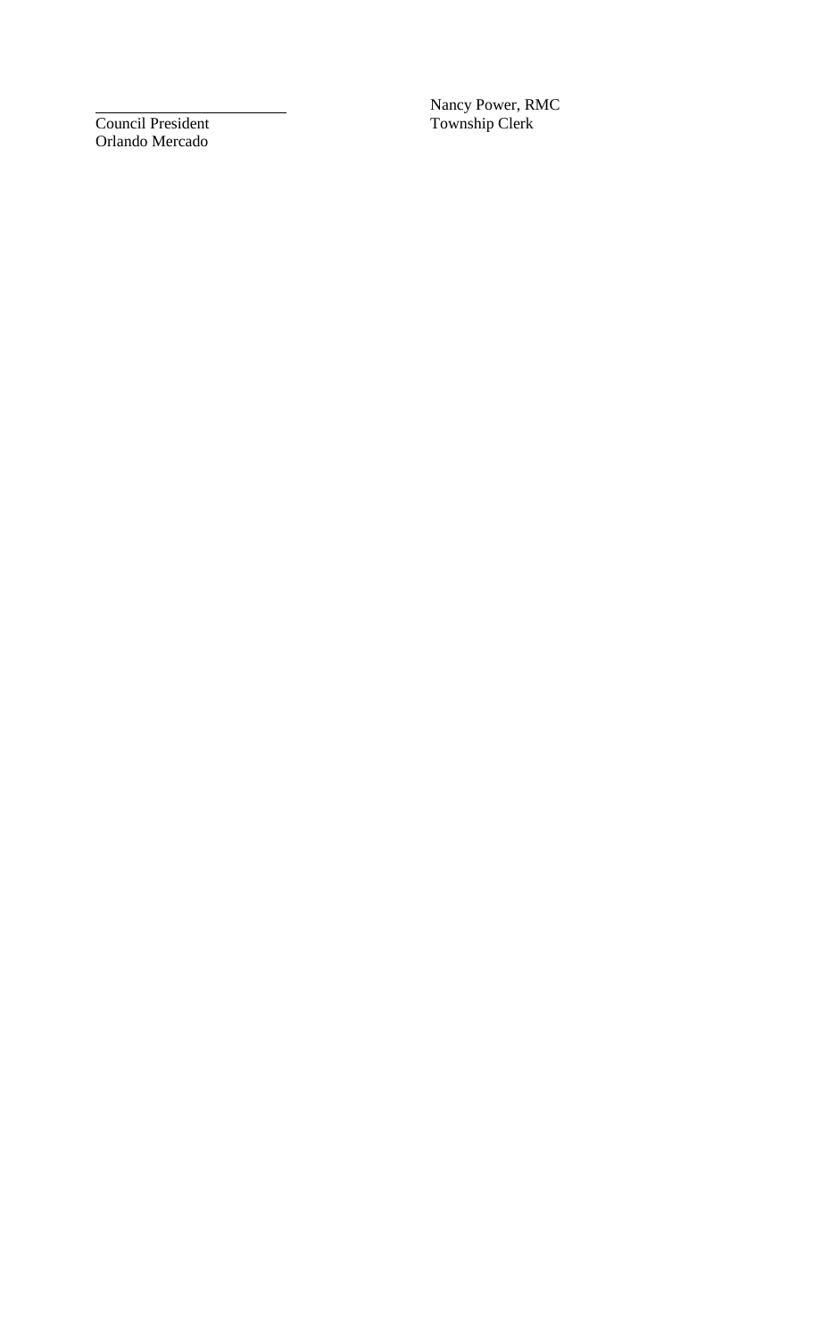| | |
|---|---|
| \_\_\_\_\_\_\_\_\_\_\_\_\_\_\_\_\_\_\_\_\_\_\_\_\_ | Nancy Power, RMC |
| Council President | Township Clerk |
| Orlando Mercado | |